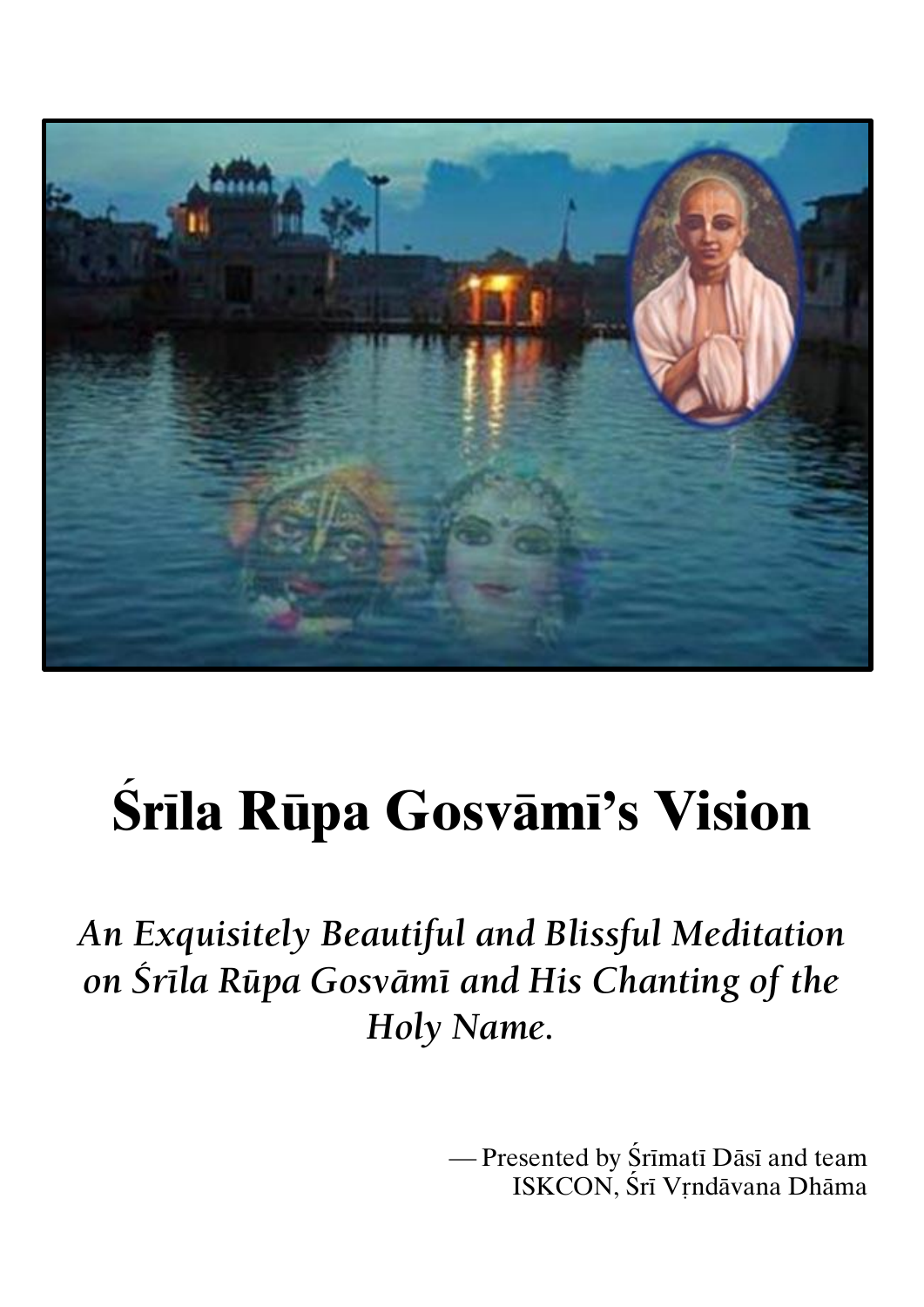# Śrīla Rūpa Gosvāmī's Vision

*An Exquisitely Beautiful and Blissful Meditation on Śrīla Rūpa Gosvāmī and His Chanting of the Holy Name.*

— Presented by Śrīmatī Dāsī and team
ISKCON, Śrī Vṛndāvana Dhāma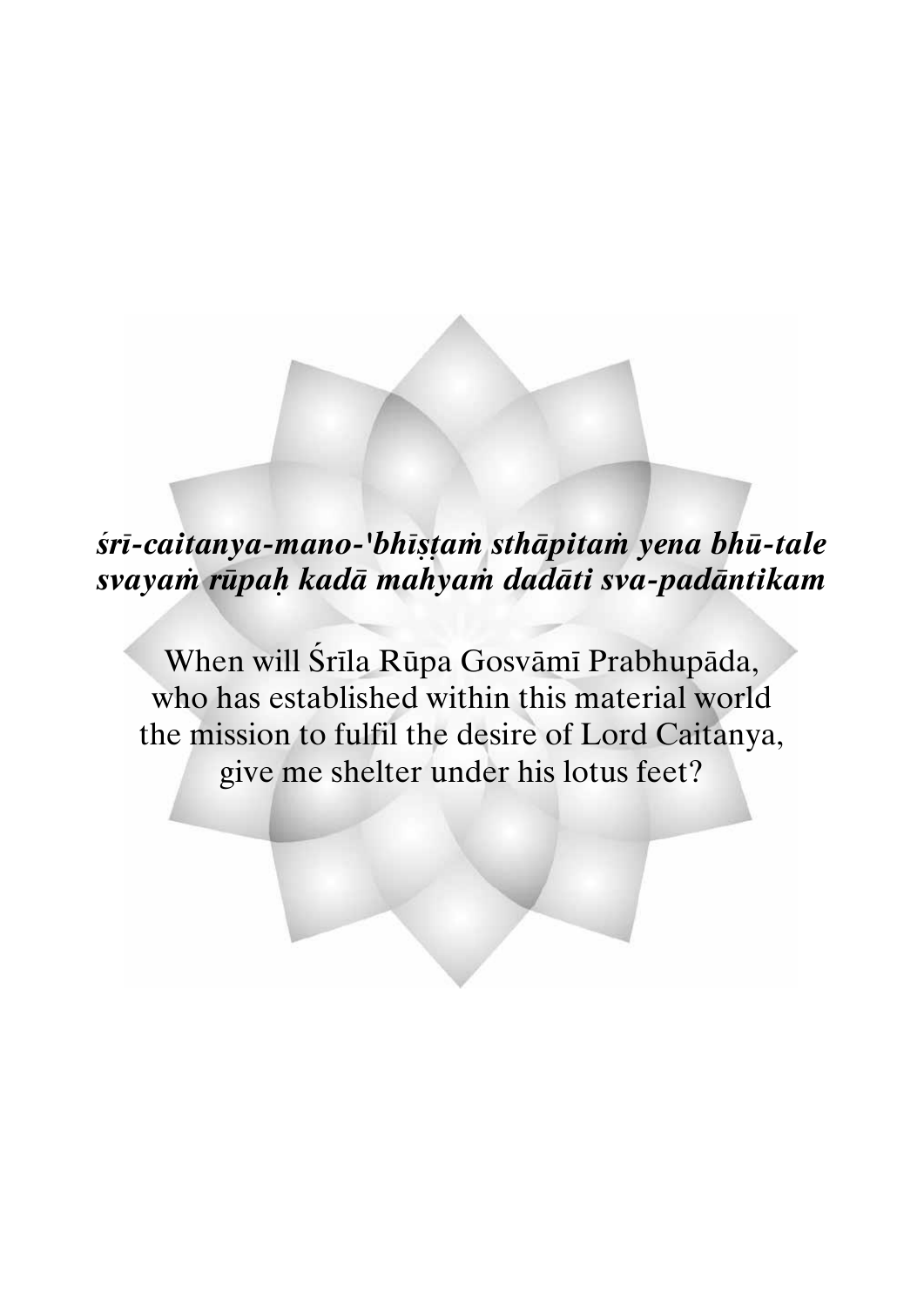***śrī-caitanya-mano-'bhīṣṭaṁ sthāpitaṁ yena bhū-tale***
***svayaṁ rūpaḥ kadā mahyaṁ dadāti sva-padāntikam***

When will Śrīla Rūpa Gosvāmī Prabhupāda,
who has established within this material world
the mission to fulfil the desire of Lord Caitanya,
give me shelter under his lotus feet?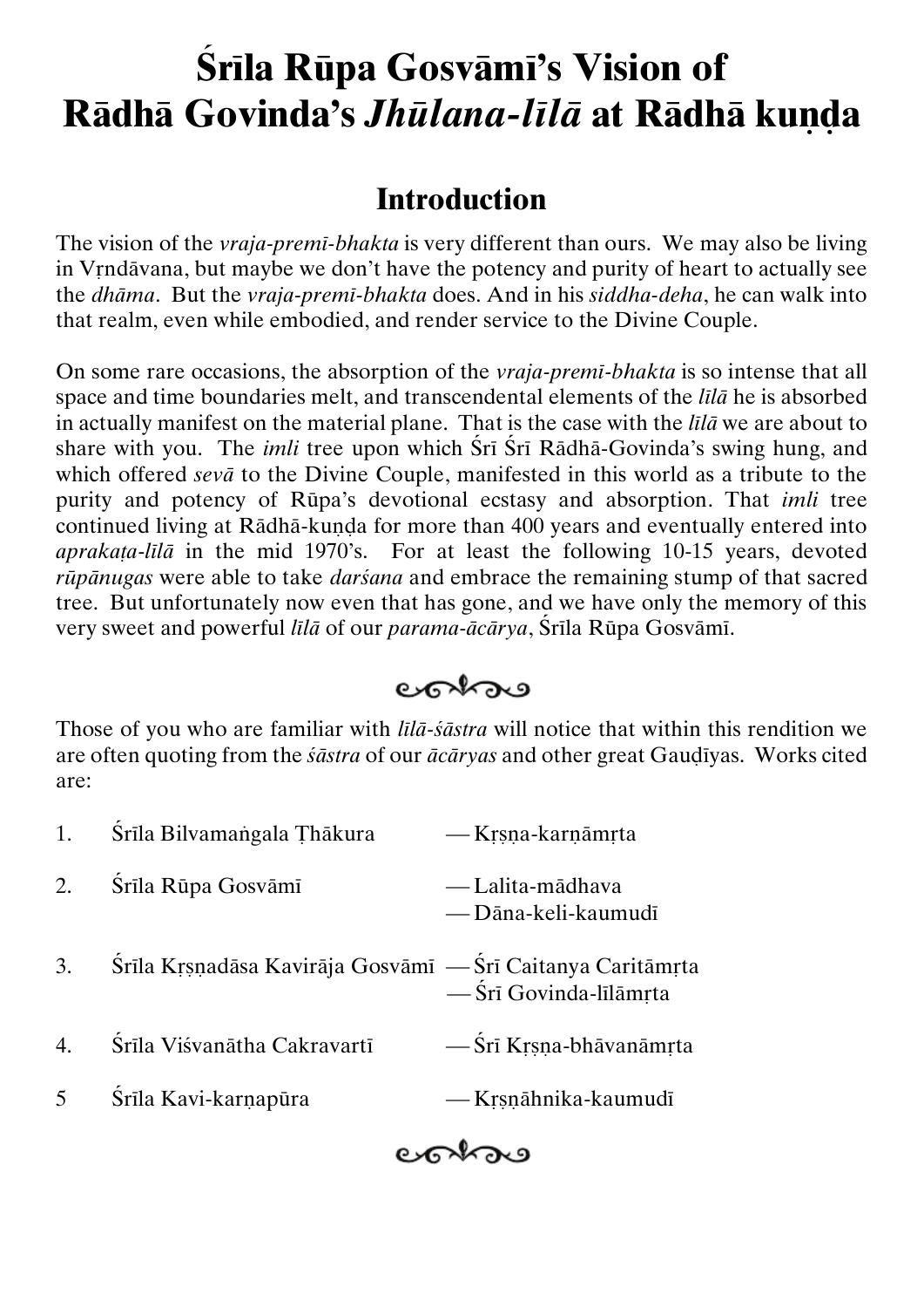# Śrīla Rūpa Gosvāmī's Vision of Rādhā Govinda's *Jhūlana-līlā* at Rādhā kuṇḍa

## Introduction

The vision of the *vraja-premī-bhakta* is very different than ours. We may also be living in Vṛndāvana, but maybe we don't have the potency and purity of heart to actually see the *dhāma*. But the *vraja-premī-bhakta* does. And in his *siddha-deha*, he can walk into that realm, even while embodied, and render service to the Divine Couple.

On some rare occasions, the absorption of the *vraja-premī-bhakta* is so intense that all space and time boundaries melt, and transcendental elements of the *līlā* he is absorbed in actually manifest on the material plane. That is the case with the *līlā* we are about to share with you. The *imli* tree upon which Śrī Śrī Rādhā-Govinda's swing hung, and which offered *sevā* to the Divine Couple, manifested in this world as a tribute to the purity and potency of Rūpa's devotional ecstasy and absorption. That *imli* tree continued living at Rādhā-kuṇḍa for more than 400 years and eventually entered into *aprakaṭa-līlā* in the mid 1970's. For at least the following 10-15 years, devoted *rūpānugas* were able to take *darśana* and embrace the remaining stump of that sacred tree. But unfortunately now even that has gone, and we have only the memory of this very sweet and powerful *līlā* of our *parama-ācārya*, Śrīla Rūpa Gosvāmī.

Those of you who are familiar with *līlā-śāstra* will notice that within this rendition we are often quoting from the *śāstra* of our *ācāryas* and other great Gauḍīyas. Works cited are:

1. Śrīla Bilvamaṅgala Ṭhākura — Kṛṣṇa-karṇāmṛta
2. Śrīla Rūpa Gosvāmī — Lalita-mādhava
   — Dāna-keli-kaumudī
3. Śrīla Kṛṣṇadāsa Kavirāja Gosvāmī — Śrī Caitanya Caritāmṛta
   — Śrī Govinda-līlāmṛta
4. Śrīla Viśvanātha Cakravartī — Śrī Kṛṣṇa-bhāvanāmṛta
5. Śrīla Kavi-karṇapūra — Kṛṣṇāhnika-kaumudī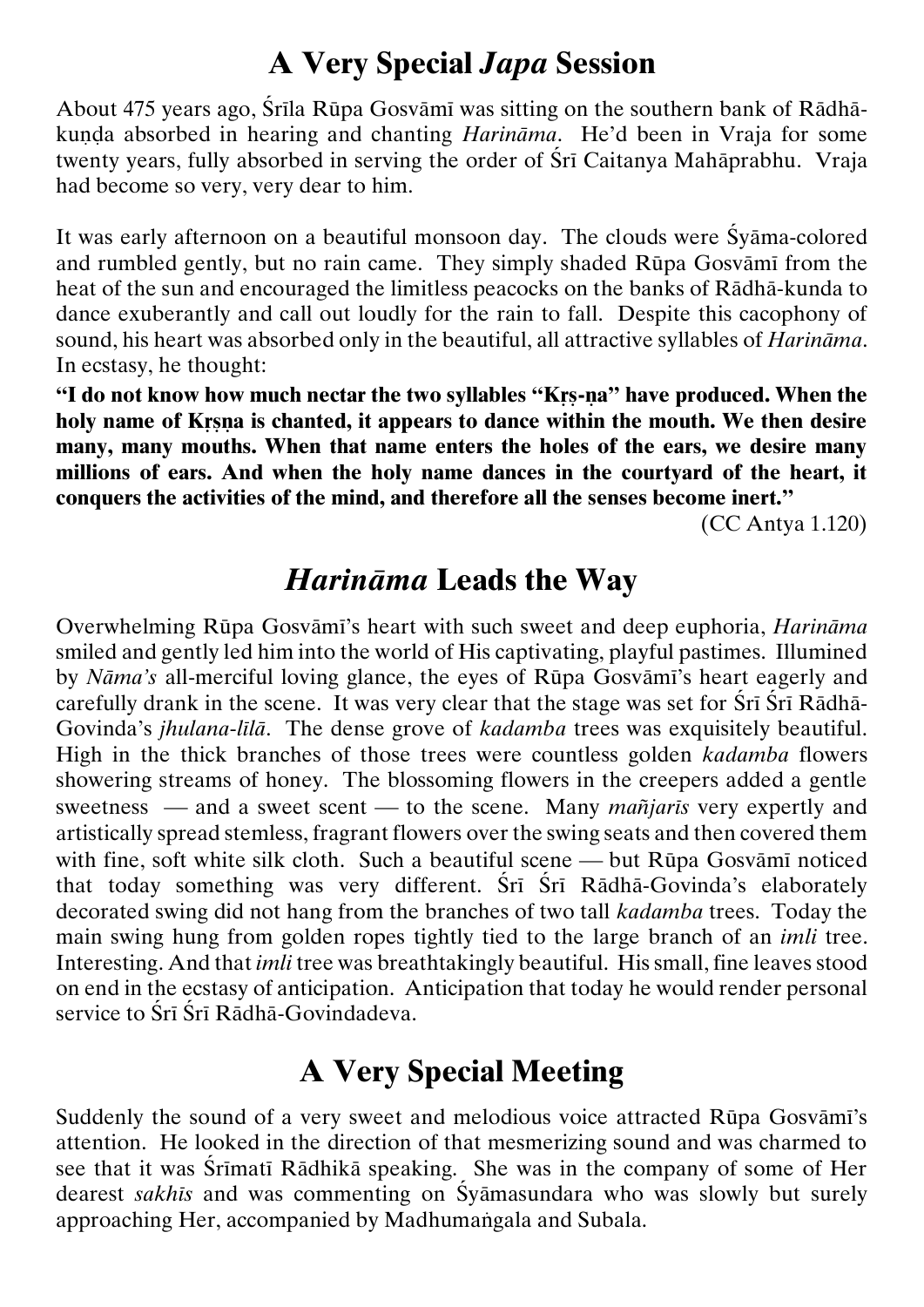## A Very Special *Japa* Session

About 475 years ago, Śrīla Rūpa Gosvāmī was sitting on the southern bank of Rādhā-kuṇḍa absorbed in hearing and chanting *Harināma*. He'd been in Vraja for some twenty years, fully absorbed in serving the order of Śrī Caitanya Mahāprabhu. Vraja had become so very, very dear to him.

It was early afternoon on a beautiful monsoon day. The clouds were Śyāma-colored and rumbled gently, but no rain came. They simply shaded Rūpa Gosvāmī from the heat of the sun and encouraged the limitless peacocks on the banks of Rādhā-kunda to dance exuberantly and call out loudly for the rain to fall. Despite this cacophony of sound, his heart was absorbed only in the beautiful, all attractive syllables of *Harināma*. In ecstasy, he thought:

**"I do not know how much nectar the two syllables "Kṛṣ-ṇa" have produced. When the holy name of Kṛṣṇa is chanted, it appears to dance within the mouth. We then desire many, many mouths. When that name enters the holes of the ears, we desire many millions of ears. And when the holy name dances in the courtyard of the heart, it conquers the activities of the mind, and therefore all the senses become inert."**

(CC Antya 1.120)

## *Harināma* Leads the Way

Overwhelming Rūpa Gosvāmī's heart with such sweet and deep euphoria, *Harināma* smiled and gently led him into the world of His captivating, playful pastimes. Illumined by *Nāma's* all-merciful loving glance, the eyes of Rūpa Gosvāmī's heart eagerly and carefully drank in the scene. It was very clear that the stage was set for Śrī Śrī Rādhā-Govinda's *jhulana-līlā*. The dense grove of *kadamba* trees was exquisitely beautiful. High in the thick branches of those trees were countless golden *kadamba* flowers showering streams of honey. The blossoming flowers in the creepers added a gentle sweetness — and a sweet scent — to the scene. Many *mañjarīs* very expertly and artistically spread stemless, fragrant flowers over the swing seats and then covered them with fine, soft white silk cloth. Such a beautiful scene — but Rūpa Gosvāmī noticed that today something was very different. Śrī Śrī Rādhā-Govinda's elaborately decorated swing did not hang from the branches of two tall *kadamba* trees. Today the main swing hung from golden ropes tightly tied to the large branch of an *imli* tree. Interesting. And that *imli* tree was breathtakingly beautiful. His small, fine leaves stood on end in the ecstasy of anticipation. Anticipation that today he would render personal service to Śrī Śrī Rādhā-Govindadeva.

## A Very Special Meeting

Suddenly the sound of a very sweet and melodious voice attracted Rūpa Gosvāmī's attention. He looked in the direction of that mesmerizing sound and was charmed to see that it was Śrīmatī Rādhikā speaking. She was in the company of some of Her dearest *sakhīs* and was commenting on Śyāmasundara who was slowly but surely approaching Her, accompanied by Madhumaṅgala and Subala.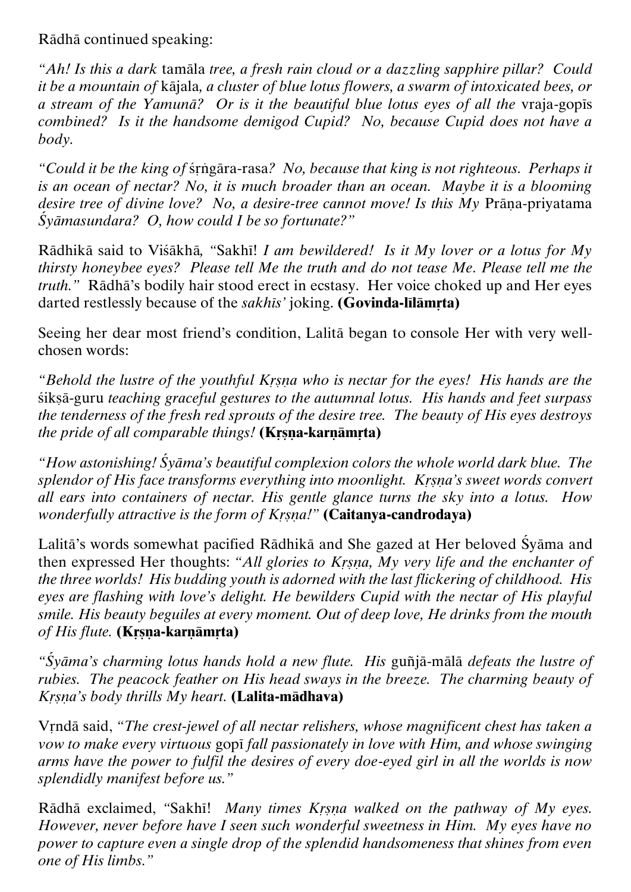Rādhā continued speaking:

*"Ah! Is this a dark* tamāla *tree, a fresh rain cloud or a dazzling sapphire pillar? Could it be a mountain of* kājala*, a cluster of blue lotus flowers, a swarm of intoxicated bees, or a stream of the Yamunā? Or is it the beautiful blue lotus eyes of all the* vraja-gopīs *combined? Is it the handsome demigod Cupid? No, because Cupid does not have a body.*

*"Could it be the king of* śṛṅgāra-rasa*? No, because that king is not righteous. Perhaps it is an ocean of nectar? No, it is much broader than an ocean. Maybe it is a blooming desire tree of divine love? No, a desire-tree cannot move! Is this My* Prāṇa-priyatama *Śyāmasundara? O, how could I be so fortunate?"*

Rādhikā said to Viśākhā, "Sakhī! *I am bewildered! Is it My lover or a lotus for My thirsty honeybee eyes? Please tell Me the truth and do not tease Me. Please tell me the truth."* Rādhā's bodily hair stood erect in ecstasy. Her voice choked up and Her eyes darted restlessly because of the *sakhīs'* joking. **(Govinda-līlāmṛta)**

Seeing her dear most friend's condition, Lalitā began to console Her with very well-chosen words:

*"Behold the lustre of the youthful Kṛṣṇa who is nectar for the eyes! His hands are the* śikṣā-guru *teaching graceful gestures to the autumnal lotus. His hands and feet surpass the tenderness of the fresh red sprouts of the desire tree. The beauty of His eyes destroys the pride of all comparable things!* **(Kṛṣṇa-karṇāmṛta)**

*"How astonishing! Śyāma's beautiful complexion colors the whole world dark blue. The splendor of His face transforms everything into moonlight. Kṛṣṇa's sweet words convert all ears into containers of nectar. His gentle glance turns the sky into a lotus. How wonderfully attractive is the form of Kṛṣṇa!"* **(Caitanya-candrodaya)**

Lalitā's words somewhat pacified Rādhikā and She gazed at Her beloved Śyāma and then expressed Her thoughts: *"All glories to Kṛṣṇa, My very life and the enchanter of the three worlds! His budding youth is adorned with the last flickering of childhood. His eyes are flashing with love's delight. He bewilders Cupid with the nectar of His playful smile. His beauty beguiles at every moment. Out of deep love, He drinks from the mouth of His flute.* **(Kṛṣṇa-karṇāmṛta)**

*"Śyāma's charming lotus hands hold a new flute. His* guñjā-mālā *defeats the lustre of rubies. The peacock feather on His head sways in the breeze. The charming beauty of Kṛṣṇa's body thrills My heart.* **(Lalita-mādhava)**

Vṛndā said, *"The crest-jewel of all nectar relishers, whose magnificent chest has taken a vow to make every virtuous* gopī *fall passionately in love with Him, and whose swinging arms have the power to fulfil the desires of every doe-eyed girl in all the worlds is now splendidly manifest before us."*

Rādhā exclaimed, "Sakhī! *Many times Kṛṣṇa walked on the pathway of My eyes. However, never before have I seen such wonderful sweetness in Him. My eyes have no power to capture even a single drop of the splendid handsomeness that shines from even one of His limbs."*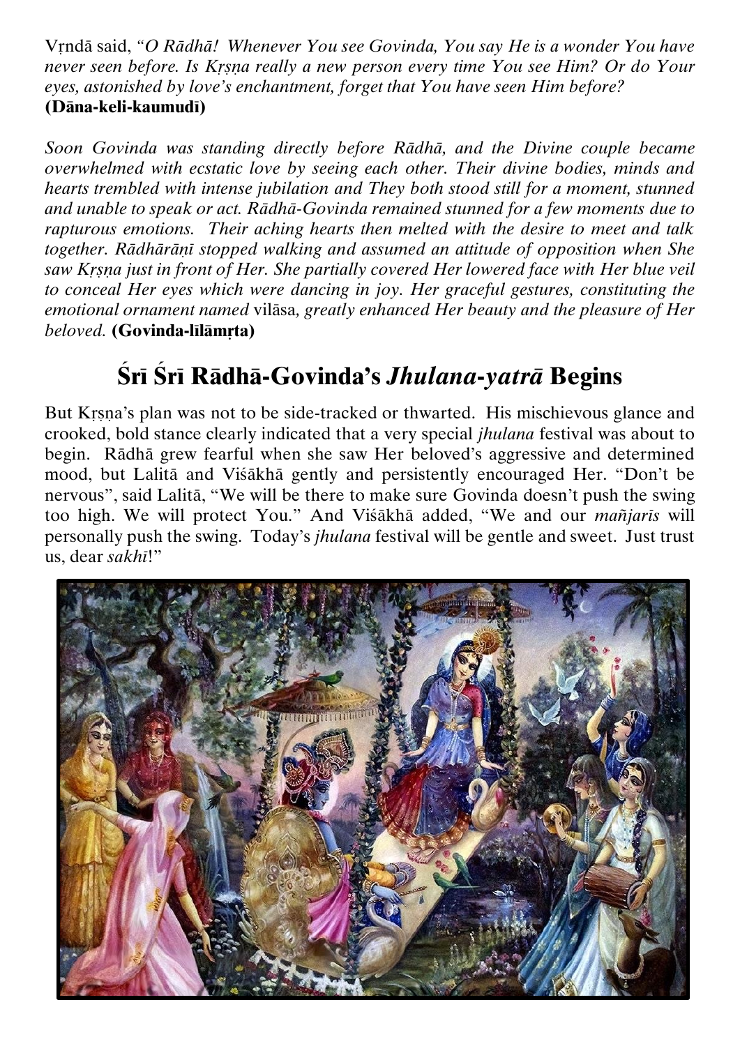Vṛndā said, *"O Rādhā! Whenever You see Govinda, You say He is a wonder You have never seen before. Is Kṛṣṇa really a new person every time You see Him? Or do Your eyes, astonished by love's enchantment, forget that You have seen Him before?*
**(Dāna-keli-kaumudī)**

*Soon Govinda was standing directly before Rādhā, and the Divine couple became overwhelmed with ecstatic love by seeing each other. Their divine bodies, minds and hearts trembled with intense jubilation and They both stood still for a moment, stunned and unable to speak or act. Rādhā-Govinda remained stunned for a few moments due to rapturous emotions. Their aching hearts then melted with the desire to meet and talk together. Rādhārāṇī stopped walking and assumed an attitude of opposition when She saw Kṛṣṇa just in front of Her. She partially covered Her lowered face with Her blue veil to conceal Her eyes which were dancing in joy. Her graceful gestures, constituting the emotional ornament named* vilāsa*, greatly enhanced Her beauty and the pleasure of Her beloved.* **(Govinda-līlāmṛta)**

## Śrī Śrī Rādhā-Govinda's *Jhulana-yatrā* Begins

But Kṛṣṇa's plan was not to be side-tracked or thwarted. His mischievous glance and crooked, bold stance clearly indicated that a very special *jhulana* festival was about to begin. Rādhā grew fearful when she saw Her beloved's aggressive and determined mood, but Lalitā and Viśākhā gently and persistently encouraged Her. "Don't be nervous", said Lalitā, "We will be there to make sure Govinda doesn't push the swing too high. We will protect You." And Viśākhā added, "We and our *mañjarīs* will personally push the swing. Today's *jhulana* festival will be gentle and sweet. Just trust us, dear *sakhī*!"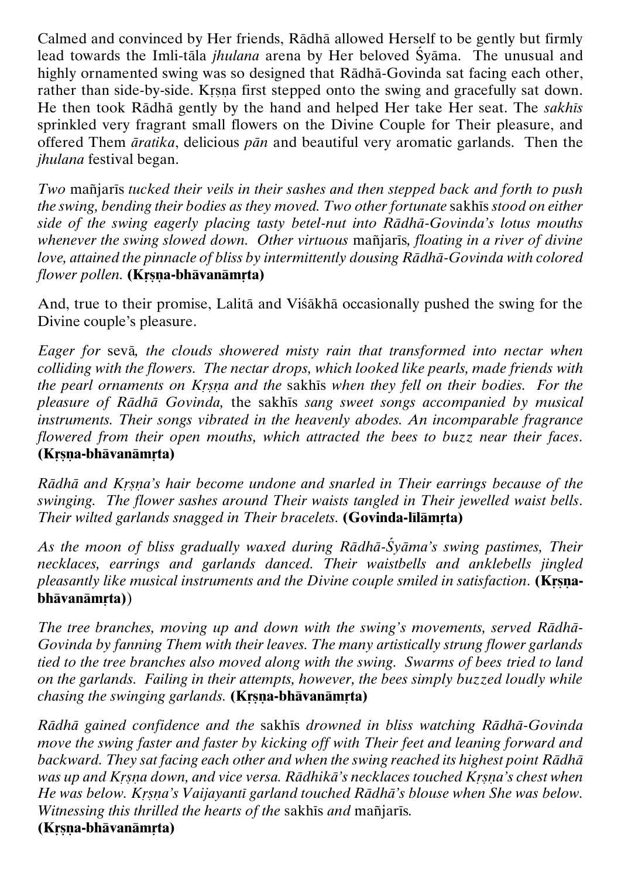Calmed and convinced by Her friends, Rādhā allowed Herself to be gently but firmly lead towards the Imli-tāla *jhulana* arena by Her beloved Śyāma. The unusual and highly ornamented swing was so designed that Rādhā-Govinda sat facing each other, rather than side-by-side. Kṛṣṇa first stepped onto the swing and gracefully sat down. He then took Rādhā gently by the hand and helped Her take Her seat. The *sakhīs* sprinkled very fragrant small flowers on the Divine Couple for Their pleasure, and offered Them *āratika*, delicious *pān* and beautiful very aromatic garlands. Then the *jhulana* festival began.

*Two* mañjarīs *tucked their veils in their sashes and then stepped back and forth to push the swing, bending their bodies as they moved. Two other fortunate* sakhīs *stood on either side of the swing eagerly placing tasty betel-nut into Rādhā-Govinda's lotus mouths whenever the swing slowed down. Other virtuous* mañjarīs*, floating in a river of divine love, attained the pinnacle of bliss by intermittently dousing Rādhā-Govinda with colored flower pollen.* **(Kṛṣṇa-bhāvanāmṛta)**

And, true to their promise, Lalitā and Viśākhā occasionally pushed the swing for the Divine couple's pleasure.

*Eager for* sevā*, the clouds showered misty rain that transformed into nectar when colliding with the flowers. The nectar drops, which looked like pearls, made friends with the pearl ornaments on Kṛṣṇa and the* sakhīs *when they fell on their bodies. For the pleasure of Rādhā Govinda,* the sakhīs *sang sweet songs accompanied by musical instruments. Their songs vibrated in the heavenly abodes. An incomparable fragrance flowered from their open mouths, which attracted the bees to buzz near their faces.* **(Kṛṣṇa-bhāvanāmṛta)**

*Rādhā and Kṛṣṇa's hair become undone and snarled in Their earrings because of the swinging. The flower sashes around Their waists tangled in Their jewelled waist bells. Their wilted garlands snagged in Their bracelets.* **(Govinda-līlāmṛta)**

*As the moon of bliss gradually waxed during Rādhā-Śyāma's swing pastimes, Their necklaces, earrings and garlands danced. Their waistbells and anklebells jingled pleasantly like musical instruments and the Divine couple smiled in satisfaction.* **(Kṛṣṇa-bhāvanāmṛta)**)

*The tree branches, moving up and down with the swing's movements, served Rādhā-Govinda by fanning Them with their leaves. The many artistically strung flower garlands tied to the tree branches also moved along with the swing. Swarms of bees tried to land on the garlands. Failing in their attempts, however, the bees simply buzzed loudly while chasing the swinging garlands.* **(Kṛṣṇa-bhāvanāmṛta)**

*Rādhā gained confidence and the* sakhīs *drowned in bliss watching Rādhā-Govinda move the swing faster and faster by kicking off with Their feet and leaning forward and backward. They sat facing each other and when the swing reached its highest point Rādhā was up and Kṛṣṇa down, and vice versa. Rādhikā's necklaces touched Kṛṣṇa's chest when He was below. Kṛṣṇa's Vaijayantī garland touched Rādhā's blouse when She was below. Witnessing this thrilled the hearts of the* sakhīs *and* mañjarīs*.*
**(Kṛṣṇa-bhāvanāmṛta)**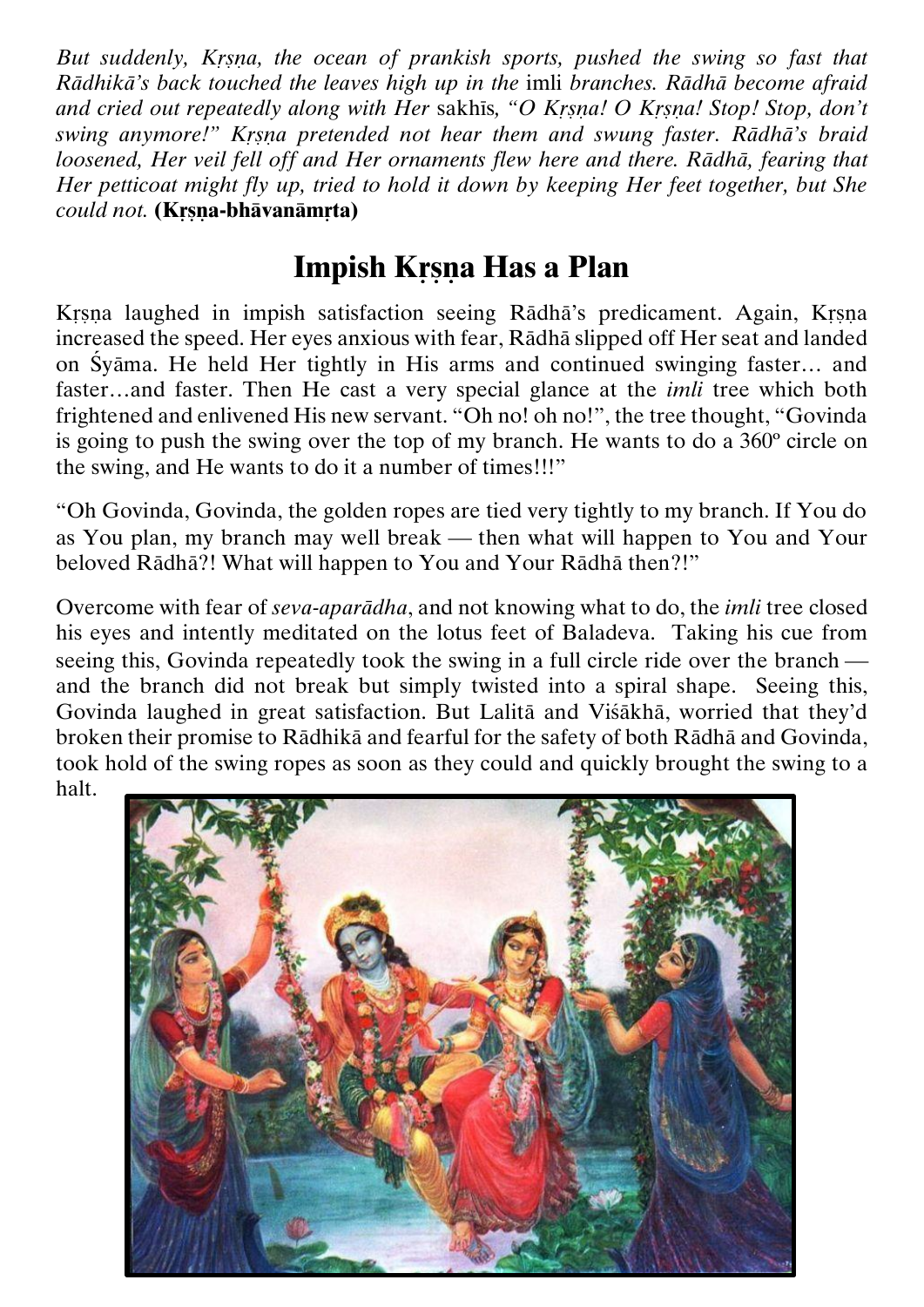*But suddenly, Kṛṣṇa, the ocean of prankish sports, pushed the swing so fast that Rādhikā's back touched the leaves high up in the* imli *branches. Rādhā become afraid and cried out repeatedly along with Her* sakhīs*, "O Kṛṣṇa! O Kṛṣṇa! Stop! Stop, don't swing anymore!" Kṛṣṇa pretended not hear them and swung faster. Rādhā's braid loosened, Her veil fell off and Her ornaments flew here and there. Rādhā, fearing that Her petticoat might fly up, tried to hold it down by keeping Her feet together, but She could not.* **(Kṛṣṇa-bhāvanāmṛta)**

## Impish Kṛṣṇa Has a Plan

Kṛṣṇa laughed in impish satisfaction seeing Rādhā's predicament. Again, Kṛṣṇa increased the speed. Her eyes anxious with fear, Rādhā slipped off Her seat and landed on Śyāma. He held Her tightly in His arms and continued swinging faster… and faster…and faster. Then He cast a very special glance at the *imli* tree which both frightened and enlivened His new servant. "Oh no! oh no!", the tree thought, "Govinda is going to push the swing over the top of my branch. He wants to do a 360º circle on the swing, and He wants to do it a number of times!!!"

"Oh Govinda, Govinda, the golden ropes are tied very tightly to my branch. If You do as You plan, my branch may well break — then what will happen to You and Your beloved Rādhā?! What will happen to You and Your Rādhā then?!"

Overcome with fear of *seva-aparādha*, and not knowing what to do, the *imli* tree closed his eyes and intently meditated on the lotus feet of Baladeva. Taking his cue from seeing this, Govinda repeatedly took the swing in a full circle ride over the branch — and the branch did not break but simply twisted into a spiral shape. Seeing this, Govinda laughed in great satisfaction. But Lalitā and Viśākhā, worried that they'd broken their promise to Rādhikā and fearful for the safety of both Rādhā and Govinda, took hold of the swing ropes as soon as they could and quickly brought the swing to a halt.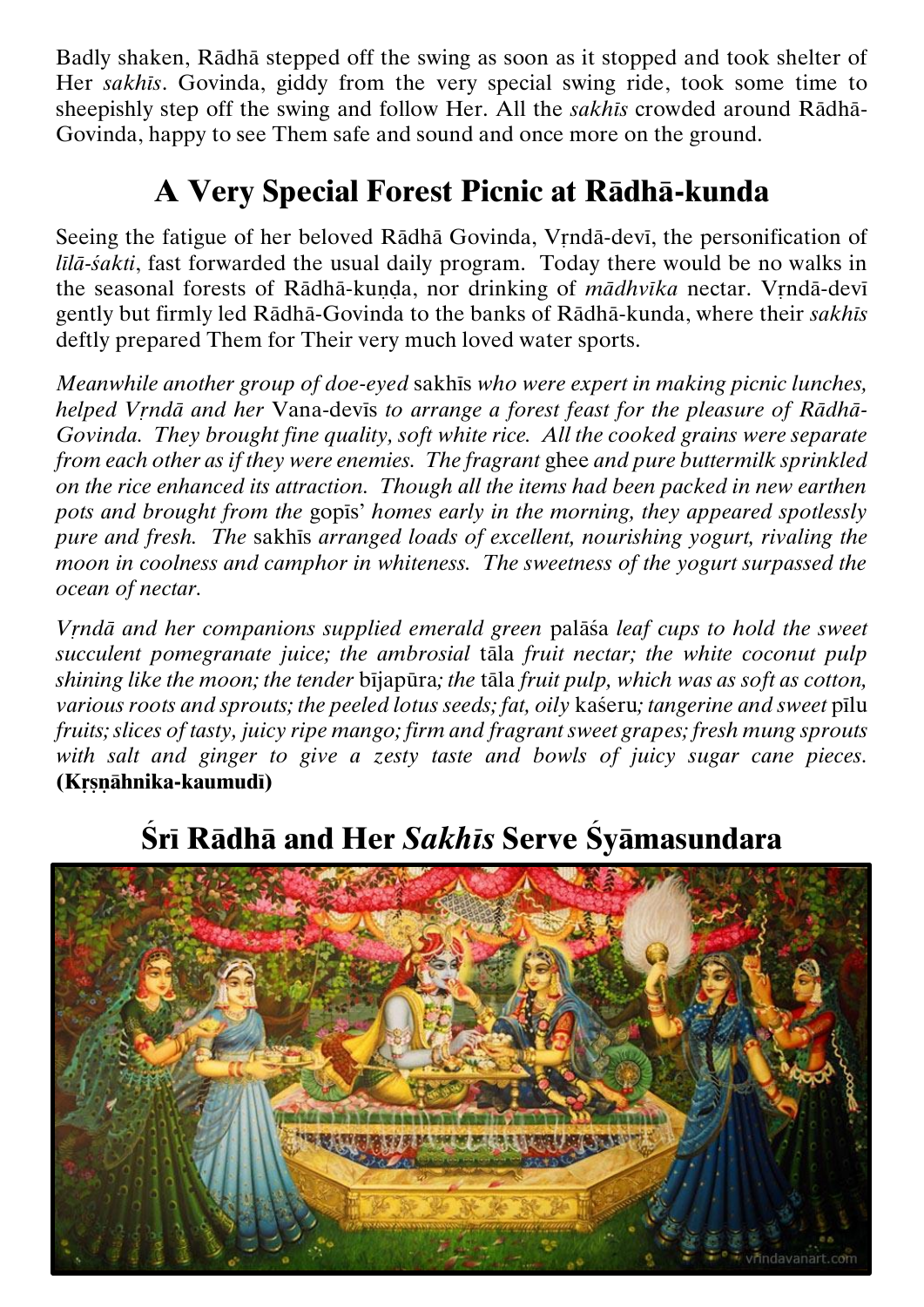Badly shaken, Rādhā stepped off the swing as soon as it stopped and took shelter of Her *sakhīs*. Govinda, giddy from the very special swing ride, took some time to sheepishly step off the swing and follow Her. All the *sakhīs* crowded around Rādhā-Govinda, happy to see Them safe and sound and once more on the ground.

## A Very Special Forest Picnic at Rādhā-kunda

Seeing the fatigue of her beloved Rādhā Govinda, Vṛndā-devī, the personification of *līlā-śakti*, fast forwarded the usual daily program. Today there would be no walks in the seasonal forests of Rādhā-kuṇḍa, nor drinking of *mādhvīka* nectar. Vṛndā-devī gently but firmly led Rādhā-Govinda to the banks of Rādhā-kunda, where their *sakhīs* deftly prepared Them for Their very much loved water sports.

*Meanwhile another group of doe-eyed* sakhīs *who were expert in making picnic lunches, helped Vṛndā and her* Vana-devīs *to arrange a forest feast for the pleasure of Rādhā-Govinda. They brought fine quality, soft white rice. All the cooked grains were separate from each other as if they were enemies. The fragrant* ghee *and pure buttermilk sprinkled on the rice enhanced its attraction. Though all the items had been packed in new earthen pots and brought from the* gopīs' *homes early in the morning, they appeared spotlessly pure and fresh. The* sakhīs *arranged loads of excellent, nourishing yogurt, rivaling the moon in coolness and camphor in whiteness. The sweetness of the yogurt surpassed the ocean of nectar.*

*Vṛndā and her companions supplied emerald green* palāśa *leaf cups to hold the sweet succulent pomegranate juice; the ambrosial* tāla *fruit nectar; the white coconut pulp shining like the moon; the tender* bījapūra*; the* tāla *fruit pulp, which was as soft as cotton, various roots and sprouts; the peeled lotus seeds; fat, oily* kaśeru*; tangerine and sweet* pīlu *fruits; slices of tasty, juicy ripe mango; firm and fragrant sweet grapes; fresh mung sprouts with salt and ginger to give a zesty taste and bowls of juicy sugar cane pieces.* **(Kṛṣṇāhnika-kaumudī)**

## Śrī Rādhā and Her *Sakhīs* Serve Śyāmasundara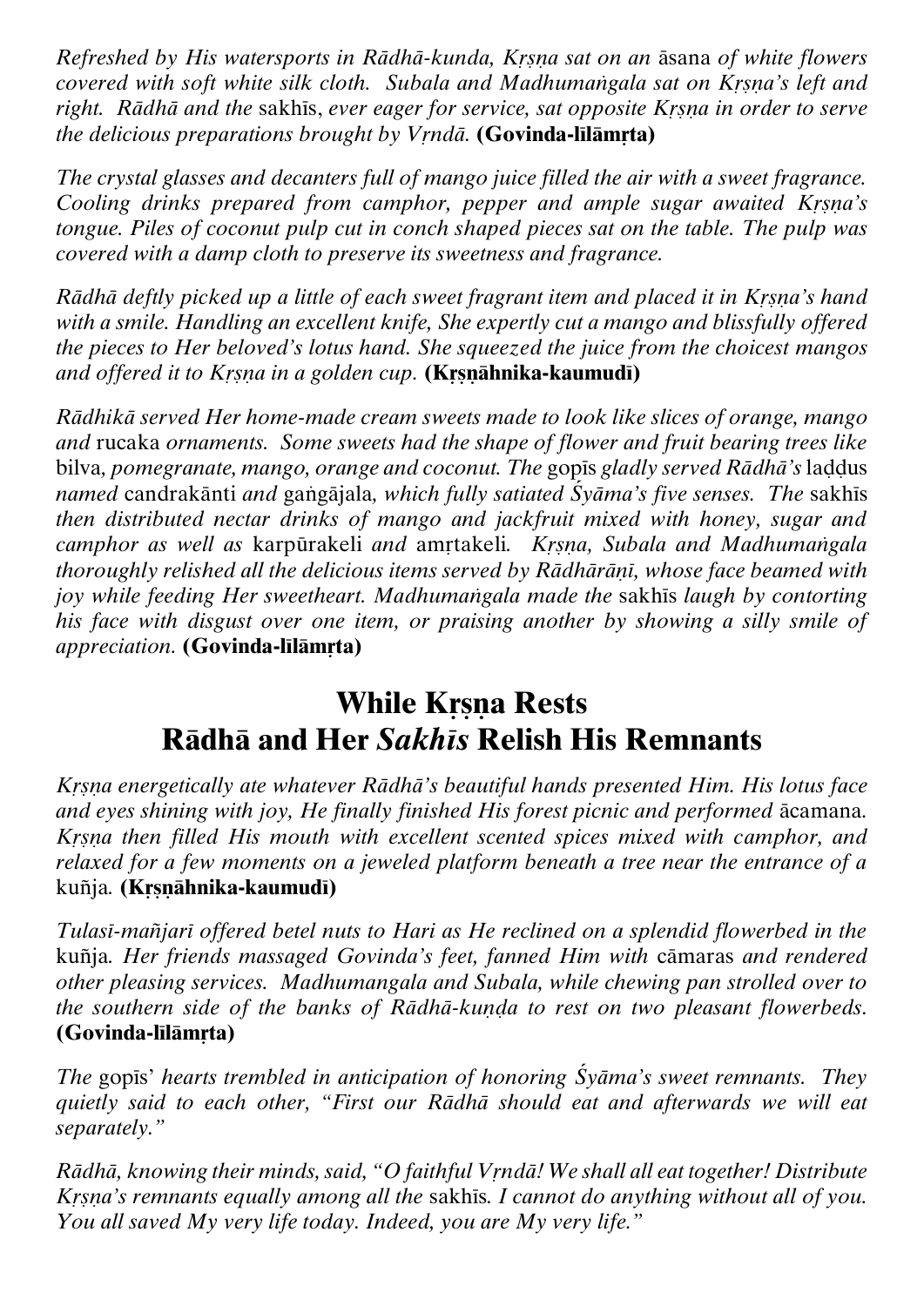*Refreshed by His watersports in Rādhā-kunda, Kṛṣṇa sat on an* āsana *of white flowers covered with soft white silk cloth. Subala and Madhumaṅgala sat on Kṛṣṇa's left and right. Rādhā and the* sakhīs, *ever eager for service, sat opposite Kṛṣṇa in order to serve the delicious preparations brought by Vṛndā.* **(Govinda-līlāmṛta)**

*The crystal glasses and decanters full of mango juice filled the air with a sweet fragrance. Cooling drinks prepared from camphor, pepper and ample sugar awaited Kṛṣṇa's tongue. Piles of coconut pulp cut in conch shaped pieces sat on the table. The pulp was covered with a damp cloth to preserve its sweetness and fragrance.*

*Rādhā deftly picked up a little of each sweet fragrant item and placed it in Kṛṣṇa's hand with a smile. Handling an excellent knife, She expertly cut a mango and blissfully offered the pieces to Her beloved's lotus hand. She squeezed the juice from the choicest mangos and offered it to Kṛṣṇa in a golden cup.* **(Kṛṣṇāhnika-kaumudī)**

*Rādhikā served Her home-made cream sweets made to look like slices of orange, mango and* rucaka *ornaments. Some sweets had the shape of flower and fruit bearing trees like* bilva, *pomegranate, mango, orange and coconut. The* gopīs *gladly served Rādhā's* laḍḍus *named* candrakānti *and* gaṅgājala, *which fully satiated Śyāma's five senses. The* sakhīs *then distributed nectar drinks of mango and jackfruit mixed with honey, sugar and camphor as well as* karpūrakeli *and* amṛtakeli. *Kṛṣṇa, Subala and Madhumaṅgala thoroughly relished all the delicious items served by Rādhārāṇī, whose face beamed with joy while feeding Her sweetheart. Madhumaṅgala made the* sakhīs *laugh by contorting his face with disgust over one item, or praising another by showing a silly smile of appreciation.* **(Govinda-līlāmṛta)**

## While Kṛṣṇa Rests Rādhā and Her *Sakhīs* Relish His Remnants

*Kṛṣṇa energetically ate whatever Rādhā's beautiful hands presented Him. His lotus face and eyes shining with joy, He finally finished His forest picnic and performed* ācamana. *Kṛṣṇa then filled His mouth with excellent scented spices mixed with camphor, and relaxed for a few moments on a jeweled platform beneath a tree near the entrance of a* kuñja. **(Kṛṣṇāhnika-kaumudī)**

*Tulasī-mañjarī offered betel nuts to Hari as He reclined on a splendid flowerbed in the* kuñja. *Her friends massaged Govinda's feet, fanned Him with* cāmaras *and rendered other pleasing services. Madhumangala and Subala, while chewing pan strolled over to the southern side of the banks of Rādhā-kuṇḍa to rest on two pleasant flowerbeds.* **(Govinda-līlāmṛta)**

*The* gopīs' *hearts trembled in anticipation of honoring Śyāma's sweet remnants. They quietly said to each other, "First our Rādhā should eat and afterwards we will eat separately."*

*Rādhā, knowing their minds, said, "O faithful Vṛndā! We shall all eat together! Distribute Kṛṣṇa's remnants equally among all the* sakhīs. *I cannot do anything without all of you. You all saved My very life today. Indeed, you are My very life."*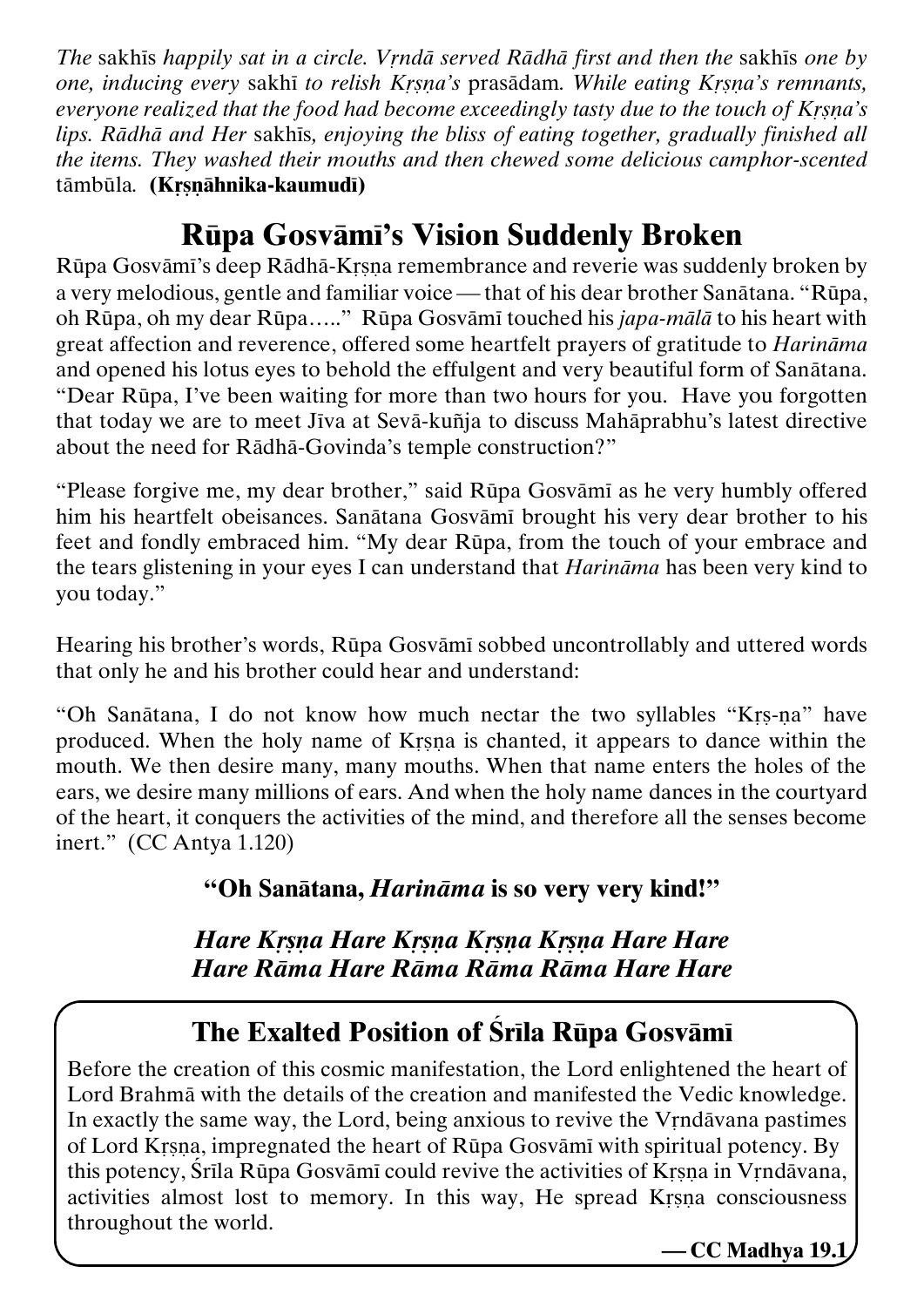*The* sakhīs *happily sat in a circle. Vṛndā served Rādhā first and then the* sakhīs *one by one, inducing every* sakhī *to relish Kṛṣṇa's* prasādam. *While eating Kṛṣṇa's remnants, everyone realized that the food had become exceedingly tasty due to the touch of Kṛṣṇa's lips. Rādhā and Her* sakhīs*, enjoying the bliss of eating together, gradually finished all the items. They washed their mouths and then chewed some delicious camphor-scented* tāmbūla. **(Kṛṣṇāhnika-kaumudī)**

## Rūpa Gosvāmī's Vision Suddenly Broken

Rūpa Gosvāmī's deep Rādhā-Kṛṣṇa remembrance and reverie was suddenly broken by a very melodious, gentle and familiar voice — that of his dear brother Sanātana. "Rūpa, oh Rūpa, oh my dear Rūpa….." Rūpa Gosvāmī touched his *japa-mālā* to his heart with great affection and reverence, offered some heartfelt prayers of gratitude to *Harināma* and opened his lotus eyes to behold the effulgent and very beautiful form of Sanātana. "Dear Rūpa, I've been waiting for more than two hours for you. Have you forgotten that today we are to meet Jīva at Sevā-kuñja to discuss Mahāprabhu's latest directive about the need for Rādhā-Govinda's temple construction?"

"Please forgive me, my dear brother," said Rūpa Gosvāmī as he very humbly offered him his heartfelt obeisances. Sanātana Gosvāmī brought his very dear brother to his feet and fondly embraced him. "My dear Rūpa, from the touch of your embrace and the tears glistening in your eyes I can understand that *Harināma* has been very kind to you today."

Hearing his brother's words, Rūpa Gosvāmī sobbed uncontrollably and uttered words that only he and his brother could hear and understand:

"Oh Sanātana, I do not know how much nectar the two syllables "Kṛṣ-ṇa" have produced. When the holy name of Kṛṣṇa is chanted, it appears to dance within the mouth. We then desire many, many mouths. When that name enters the holes of the ears, we desire many millions of ears. And when the holy name dances in the courtyard of the heart, it conquers the activities of the mind, and therefore all the senses become inert." (CC Antya 1.120)

**"Oh Sanātana, *Harināma* is so very very kind!"**

***Hare Kṛṣṇa Hare Kṛṣṇa Kṛṣṇa Kṛṣṇa Hare Hare***
***Hare Rāma Hare Rāma Rāma Rāma Hare Hare***

## The Exalted Position of Śrīla Rūpa Gosvāmī

Before the creation of this cosmic manifestation, the Lord enlightened the heart of Lord Brahmā with the details of the creation and manifested the Vedic knowledge. In exactly the same way, the Lord, being anxious to revive the Vṛndāvana pastimes of Lord Kṛṣṇa, impregnated the heart of Rūpa Gosvāmī with spiritual potency. By this potency, Śrīla Rūpa Gosvāmī could revive the activities of Kṛṣṇa in Vṛndāvana, activities almost lost to memory. In this way, He spread Kṛṣṇa consciousness throughout the world.

**— CC Madhya 19.1**